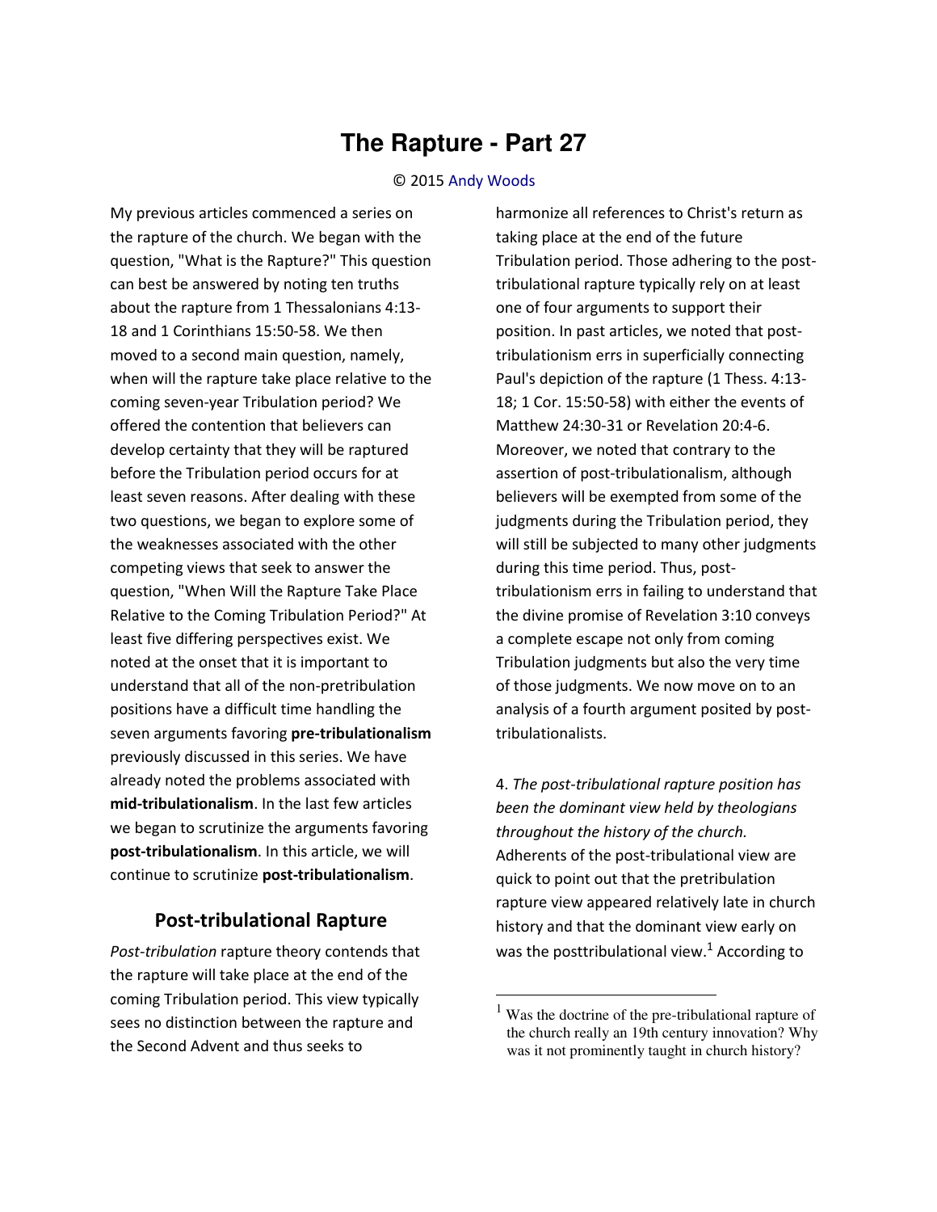# The Rapture - Part 27

© 2015 Andy Woods

My previous articles commenced a series on the rapture of the church. We began with the question, "What is the Rapture?" This question can best be answered by noting ten truths about the rapture from 1 Thessalonians 4:13-18 and 1 Corinthians 15:50-58. We then moved to a second main question, namely, when will the rapture take place relative to the coming seven-year Tribulation period? We offered the contention that believers can develop certainty that they will be raptured before the Tribulation period occurs for at least seven reasons. After dealing with these two questions, we began to explore some of the weaknesses associated with the other competing views that seek to answer the question, "When Will the Rapture Take Place Relative to the Coming Tribulation Period?" At least five differing perspectives exist. We noted at the onset that it is important to understand that all of the non-pretribulation positions have a difficult time handling the seven arguments favoring **pre-tribulationalism** previously discussed in this series. We have already noted the problems associated with **mid-tribulationalism**. In the last few articles we began to scrutinize the arguments favoring **post-tribulationalism**. In this article, we will continue to scrutinize **post-tribulationalism**.

## Post-tribulational Rapture

*Post-tribulation* rapture theory contends that the rapture will take place at the end of the coming Tribulation period. This view typically sees no distinction between the rapture and the Second Advent and thus seeks to harmonize all references to Christ's return as taking place at the end of the future Tribulation period. Those adhering to the post-tribulational rapture typically rely on at least one of four arguments to support their position. In past articles, we noted that post-tribulationism errs in superficially connecting Paul's depiction of the rapture (1 Thess. 4:13-18; 1 Cor. 15:50-58) with either the events of Matthew 24:30-31 or Revelation 20:4-6. Moreover, we noted that contrary to the assertion of post-tribulationalism, although believers will be exempted from some of the judgments during the Tribulation period, they will still be subjected to many other judgments during this time period. Thus, post-tribulationism errs in failing to understand that the divine promise of Revelation 3:10 conveys a complete escape not only from coming Tribulation judgments but also the very time of those judgments. We now move on to an analysis of a fourth argument posited by post-tribulationalists.

4. *The post-tribulational rapture position has been the dominant view held by theologians throughout the history of the church.* Adherents of the post-tribulational view are quick to point out that the pretribulation rapture view appeared relatively late in church history and that the dominant view early on was the posttribulational view.[1] According to

[1] Was the doctrine of the pre-tribulational rapture of the church really an 19th century innovation? Why was it not prominently taught in church history?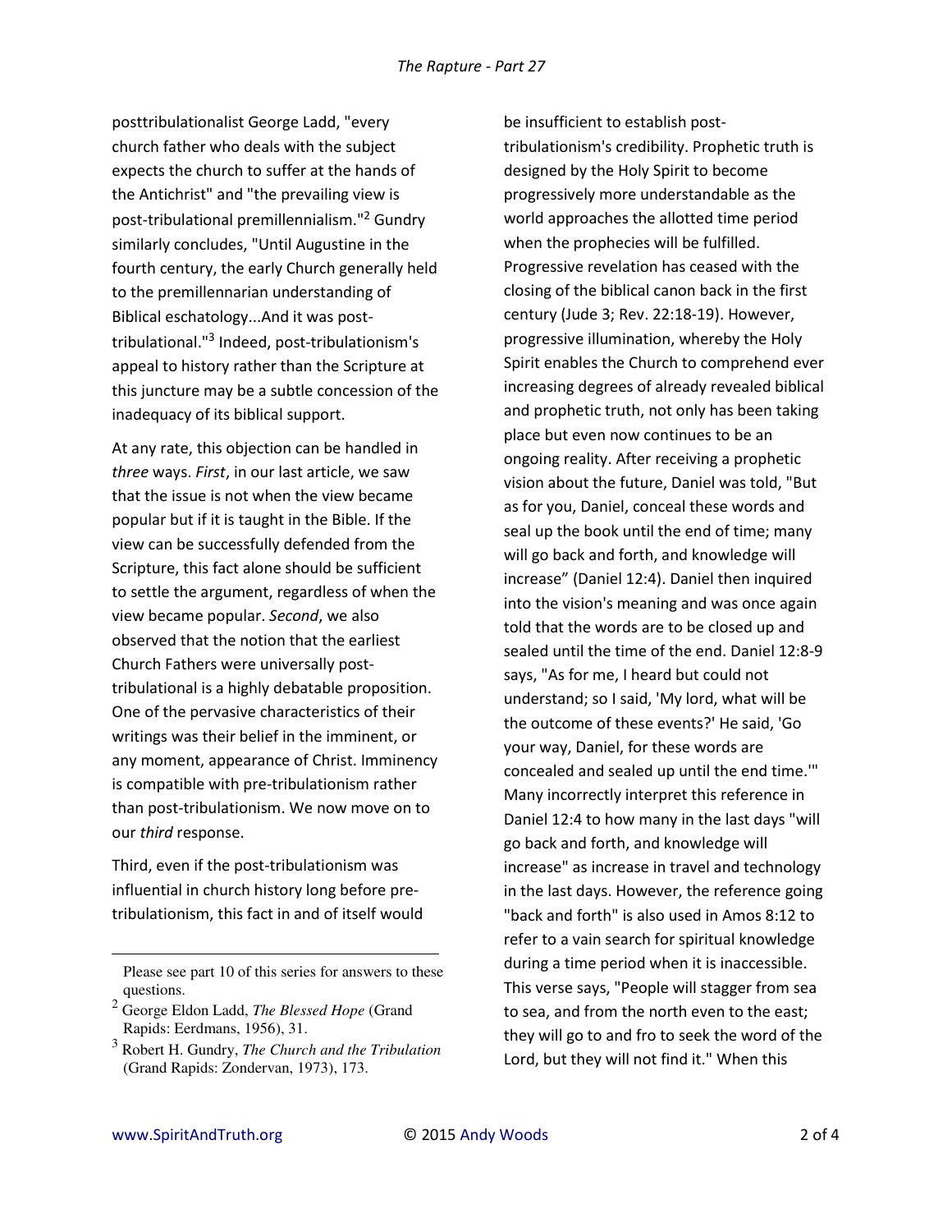posttribulationalist George Ladd, "every church father who deals with the subject expects the church to suffer at the hands of the Antichrist" and "the prevailing view is post-tribulational premillennialism."[2] Gundry similarly concludes, "Until Augustine in the fourth century, the early Church generally held to the premillennarian understanding of Biblical eschatology...And it was post-tribulational."[3] Indeed, post-tribulationism's appeal to history rather than the Scripture at this juncture may be a subtle concession of the inadequacy of its biblical support.

At any rate, this objection can be handled in *three* ways. *First*, in our last article, we saw that the issue is not when the view became popular but if it is taught in the Bible. If the view can be successfully defended from the Scripture, this fact alone should be sufficient to settle the argument, regardless of when the view became popular. *Second*, we also observed that the notion that the earliest Church Fathers were universally post-tribulational is a highly debatable proposition. One of the pervasive characteristics of their writings was their belief in the imminent, or any moment, appearance of Christ. Imminency is compatible with pre-tribulationism rather than post-tribulationism. We now move on to our *third* response.

Third, even if the post-tribulationism was influential in church history long before pre-tribulationism, this fact in and of itself would be insufficient to establish post-tribulationism's credibility. Prophetic truth is designed by the Holy Spirit to become progressively more understandable as the world approaches the allotted time period when the prophecies will be fulfilled. Progressive revelation has ceased with the closing of the biblical canon back in the first century (Jude 3; Rev. 22:18-19). However, progressive illumination, whereby the Holy Spirit enables the Church to comprehend ever increasing degrees of already revealed biblical and prophetic truth, not only has been taking place but even now continues to be an ongoing reality. After receiving a prophetic vision about the future, Daniel was told, "But as for you, Daniel, conceal these words and seal up the book until the end of time; many will go back and forth, and knowledge will increase" (Daniel 12:4). Daniel then inquired into the vision's meaning and was once again told that the words are to be closed up and sealed until the time of the end. Daniel 12:8-9 says, "As for me, I heard but could not understand; so I said, 'My lord, what will be the outcome of these events?' He said, 'Go your way, Daniel, for these words are concealed and sealed up until the end time.'" Many incorrectly interpret this reference in Daniel 12:4 to how many in the last days "will go back and forth, and knowledge will increase" as increase in travel and technology in the last days. However, the reference going "back and forth" is also used in Amos 8:12 to refer to a vain search for spiritual knowledge during a time period when it is inaccessible. This verse says, "People will stagger from sea to sea, and from the north even to the east; they will go to and fro to seek the word of the Lord, but they will not find it." When this

---

Please see part 10 of this series for answers to these questions.

[2] George Eldon Ladd, *The Blessed Hope* (Grand Rapids: Eerdmans, 1956), 31.

[3] Robert H. Gundry, *The Church and the Tribulation* (Grand Rapids: Zondervan, 1973), 173.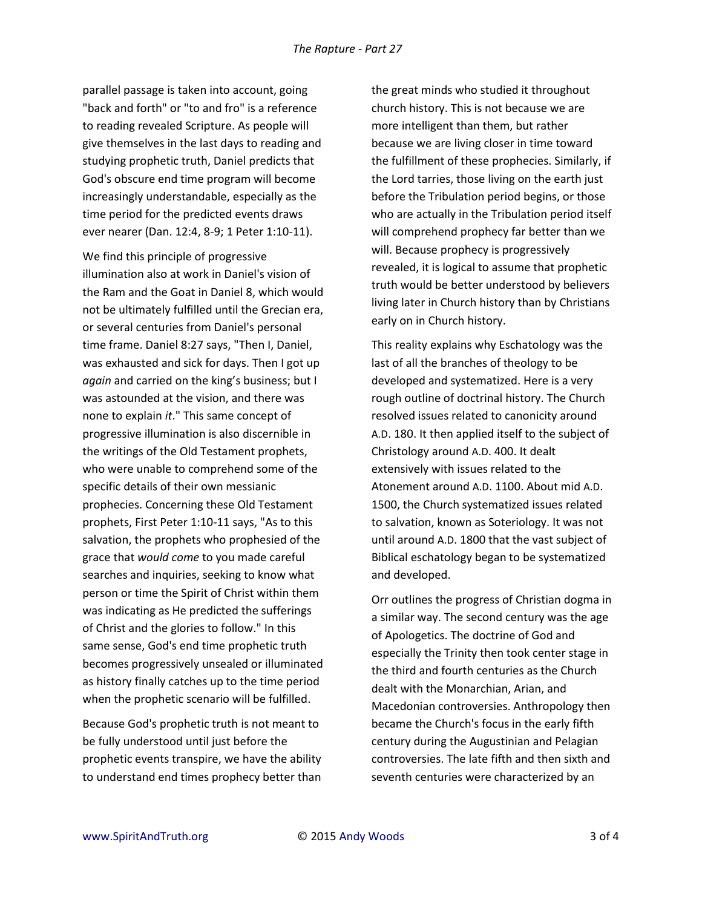parallel passage is taken into account, going "back and forth" or "to and fro" is a reference to reading revealed Scripture. As people will give themselves in the last days to reading and studying prophetic truth, Daniel predicts that God's obscure end time program will become increasingly understandable, especially as the time period for the predicted events draws ever nearer (Dan. 12:4, 8-9; 1 Peter 1:10-11).

We find this principle of progressive illumination also at work in Daniel's vision of the Ram and the Goat in Daniel 8, which would not be ultimately fulfilled until the Grecian era, or several centuries from Daniel's personal time frame. Daniel 8:27 says, "Then I, Daniel, was exhausted and sick for days. Then I got up *again* and carried on the king's business; but I was astounded at the vision, and there was none to explain *it*." This same concept of progressive illumination is also discernible in the writings of the Old Testament prophets, who were unable to comprehend some of the specific details of their own messianic prophecies. Concerning these Old Testament prophets, First Peter 1:10-11 says, "As to this salvation, the prophets who prophesied of the grace that *would come* to you made careful searches and inquiries, seeking to know what person or time the Spirit of Christ within them was indicating as He predicted the sufferings of Christ and the glories to follow." In this same sense, God's end time prophetic truth becomes progressively unsealed or illuminated as history finally catches up to the time period when the prophetic scenario will be fulfilled.

Because God's prophetic truth is not meant to be fully understood until just before the prophetic events transpire, we have the ability to understand end times prophecy better than the great minds who studied it throughout church history. This is not because we are more intelligent than them, but rather because we are living closer in time toward the fulfillment of these prophecies. Similarly, if the Lord tarries, those living on the earth just before the Tribulation period begins, or those who are actually in the Tribulation period itself will comprehend prophecy far better than we will. Because prophecy is progressively revealed, it is logical to assume that prophetic truth would be better understood by believers living later in Church history than by Christians early on in Church history.

This reality explains why Eschatology was the last of all the branches of theology to be developed and systematized. Here is a very rough outline of doctrinal history. The Church resolved issues related to canonicity around A.D. 180. It then applied itself to the subject of Christology around A.D. 400. It dealt extensively with issues related to the Atonement around A.D. 1100. About mid A.D. 1500, the Church systematized issues related to salvation, known as Soteriology. It was not until around A.D. 1800 that the vast subject of Biblical eschatology began to be systematized and developed.

Orr outlines the progress of Christian dogma in a similar way. The second century was the age of Apologetics. The doctrine of God and especially the Trinity then took center stage in the third and fourth centuries as the Church dealt with the Monarchian, Arian, and Macedonian controversies. Anthropology then became the Church's focus in the early fifth century during the Augustinian and Pelagian controversies. The late fifth and then sixth and seventh centuries were characterized by an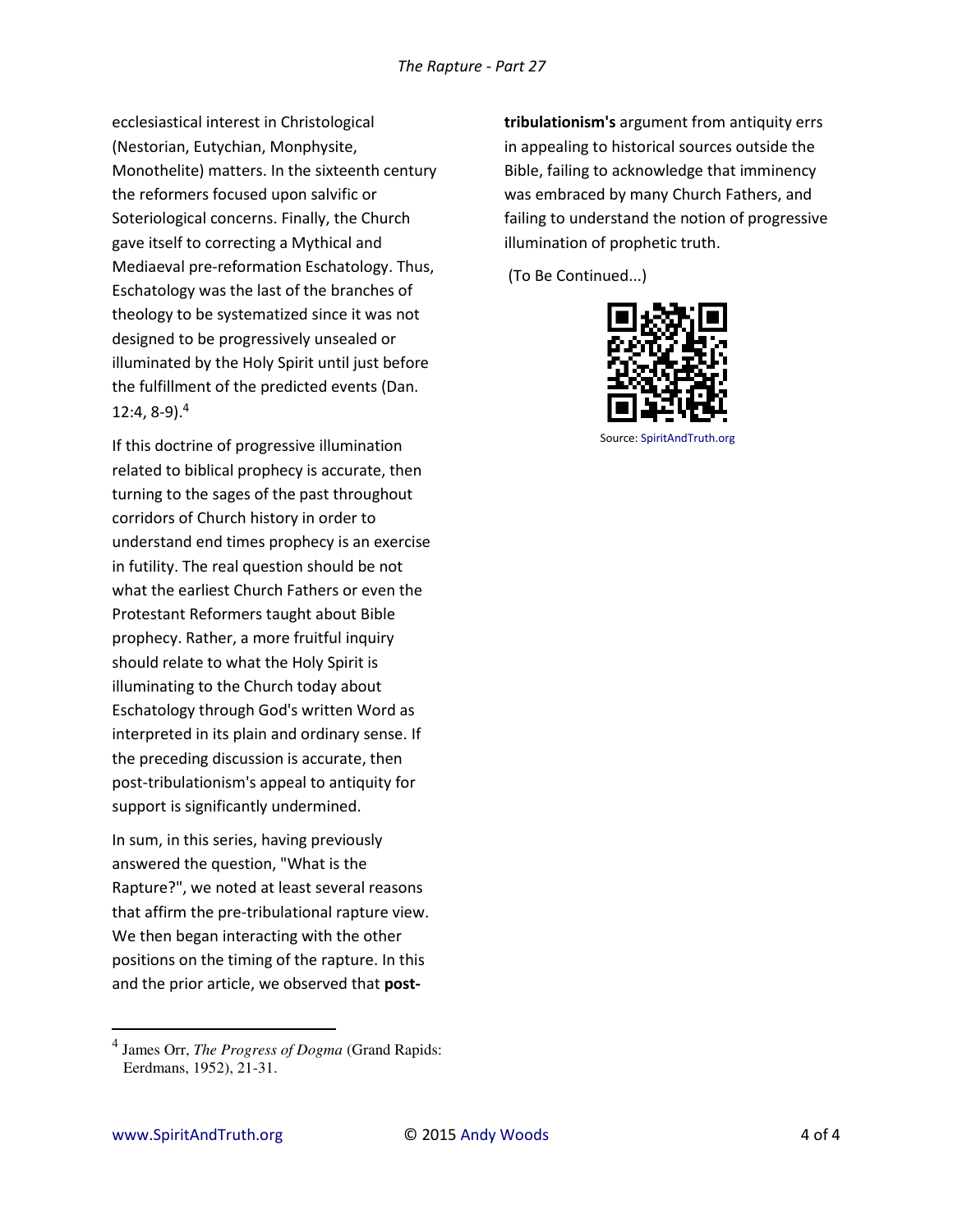ecclesiastical interest in Christological (Nestorian, Eutychian, Monphysite, Monothelite) matters. In the sixteenth century the reformers focused upon salvific or Soteriological concerns. Finally, the Church gave itself to correcting a Mythical and Mediaeval pre-reformation Eschatology. Thus, Eschatology was the last of the branches of theology to be systematized since it was not designed to be progressively unsealed or illuminated by the Holy Spirit until just before the fulfillment of the predicted events (Dan. 12:4, 8-9).[4]

If this doctrine of progressive illumination related to biblical prophecy is accurate, then turning to the sages of the past throughout corridors of Church history in order to understand end times prophecy is an exercise in futility. The real question should be not what the earliest Church Fathers or even the Protestant Reformers taught about Bible prophecy. Rather, a more fruitful inquiry should relate to what the Holy Spirit is illuminating to the Church today about Eschatology through God's written Word as interpreted in its plain and ordinary sense. If the preceding discussion is accurate, then post-tribulationism's appeal to antiquity for support is significantly undermined.

In sum, in this series, having previously answered the question, "What is the Rapture?", we noted at least several reasons that affirm the pre-tribulational rapture view. We then began interacting with the other positions on the timing of the rapture. In this and the prior article, we observed that **post-tribulationism's** argument from antiquity errs in appealing to historical sources outside the Bible, failing to acknowledge that imminency was embraced by many Church Fathers, and failing to understand the notion of progressive illumination of prophetic truth.

(To Be Continued...)

Source: SpiritAndTruth.org

[4] James Orr, *The Progress of Dogma* (Grand Rapids: Eerdmans, 1952), 21-31.